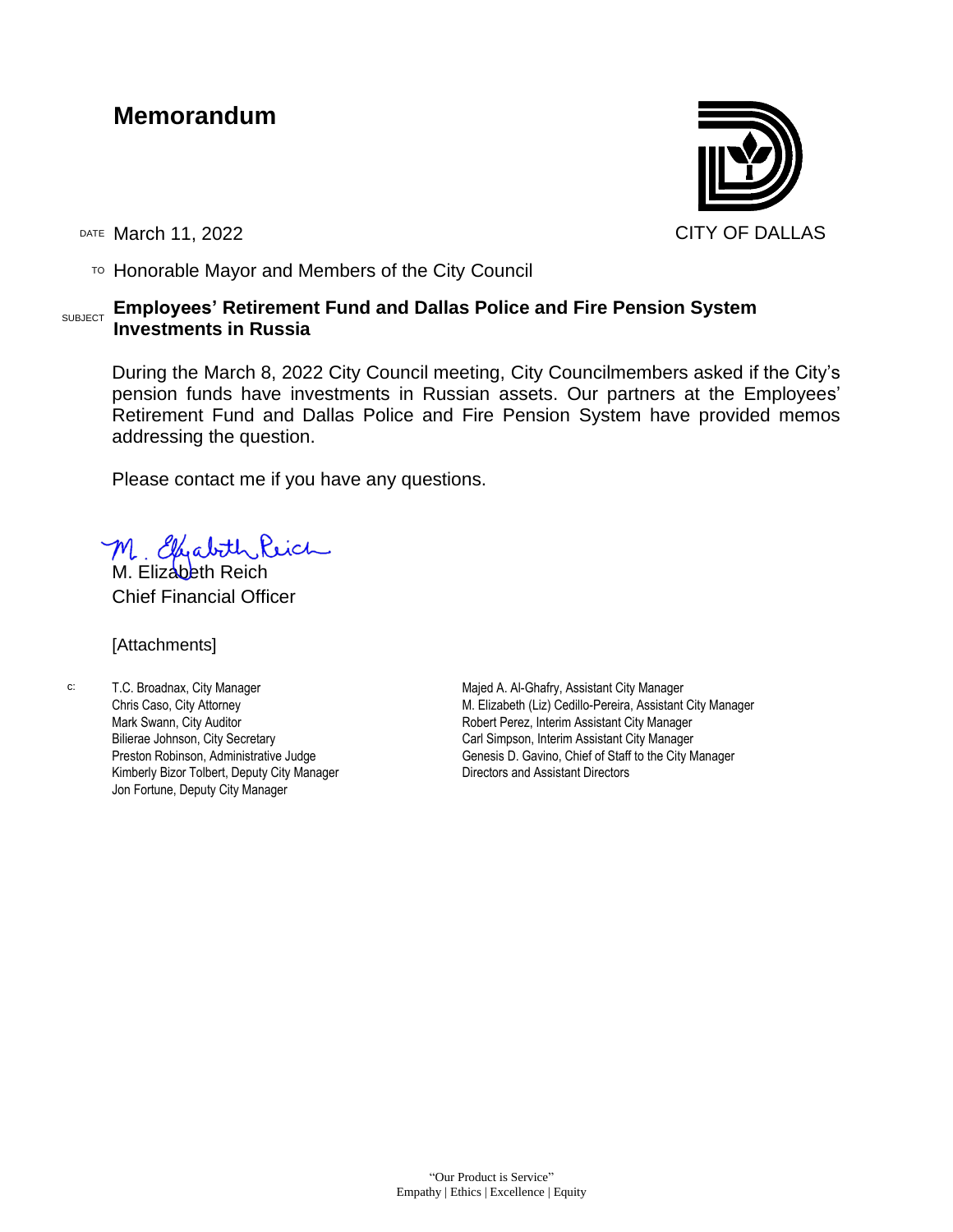# Memorandum

CITY OF DALLAS

DATE March 11, 2022

TO Honorable Mayor and Members of the City Council

SUBJECT **Employees' Retirement Fund and Dallas Police and Fire Pension System Investments in Russia**

During the March 8, 2022 City Council meeting, City Councilmembers asked if the City's pension funds have investments in Russian assets. Our partners at the Employees' Retirement Fund and Dallas Police and Fire Pension System have provided memos addressing the question.

Please contact me if you have any questions.

M. Elizabeth Reich
Chief Financial Officer

[Attachments]

c:
T.C. Broadnax, City Manager
Chris Caso, City Attorney
Mark Swann, City Auditor
Bilierae Johnson, City Secretary
Preston Robinson, Administrative Judge
Kimberly Bizor Tolbert, Deputy City Manager
Jon Fortune, Deputy City Manager
Majed A. Al-Ghafry, Assistant City Manager
M. Elizabeth (Liz) Cedillo-Pereira, Assistant City Manager
Robert Perez, Interim Assistant City Manager
Carl Simpson, Interim Assistant City Manager
Genesis D. Gavino, Chief of Staff to the City Manager
Directors and Assistant Directors

"Our Product is Service"
Empathy | Ethics | Excellence | Equity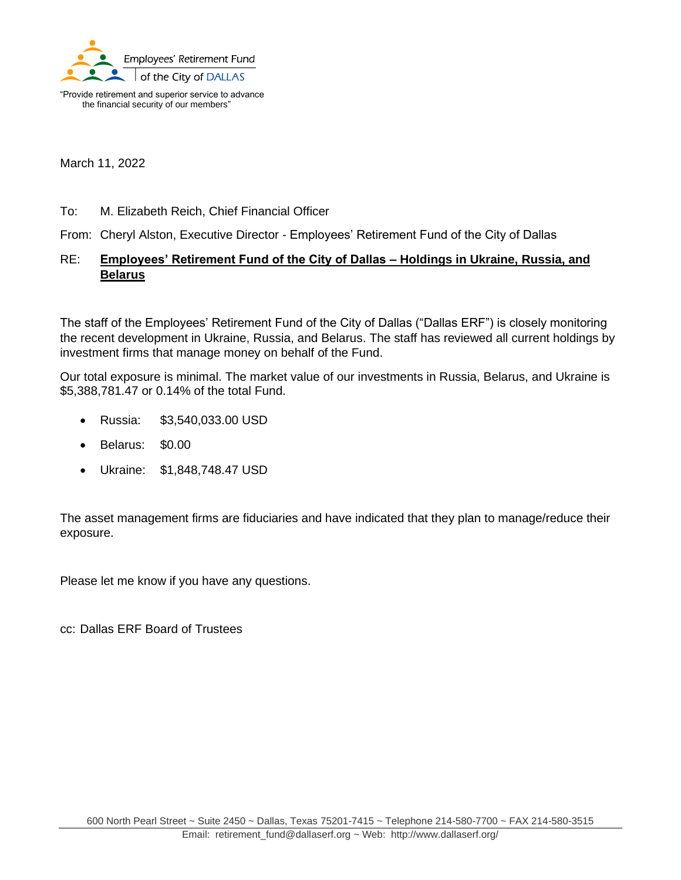Employees' Retirement Fund of the City of DALLAS

"Provide retirement and superior service to advance the financial security of our members"

March 11, 2022

To: M. Elizabeth Reich, Chief Financial Officer

From: Cheryl Alston, Executive Director - Employees' Retirement Fund of the City of Dallas

RE: **Employees' Retirement Fund of the City of Dallas – Holdings in Ukraine, Russia, and Belarus**

The staff of the Employees' Retirement Fund of the City of Dallas ("Dallas ERF") is closely monitoring the recent development in Ukraine, Russia, and Belarus. The staff has reviewed all current holdings by investment firms that manage money on behalf of the Fund.

Our total exposure is minimal. The market value of our investments in Russia, Belarus, and Ukraine is $5,388,781.47 or 0.14% of the total Fund.

- Russia: $3,540,033.00 USD
- Belarus: $0.00
- Ukraine: $1,848,748.47 USD

The asset management firms are fiduciaries and have indicated that they plan to manage/reduce their exposure.

Please let me know if you have any questions.

cc: Dallas ERF Board of Trustees

600 North Pearl Street ~ Suite 2450 ~ Dallas, Texas 75201-7415 ~ Telephone 214-580-7700 ~ FAX 214-580-3515
Email: retirement_fund@dallaserf.org ~ Web: http://www.dallaserf.org/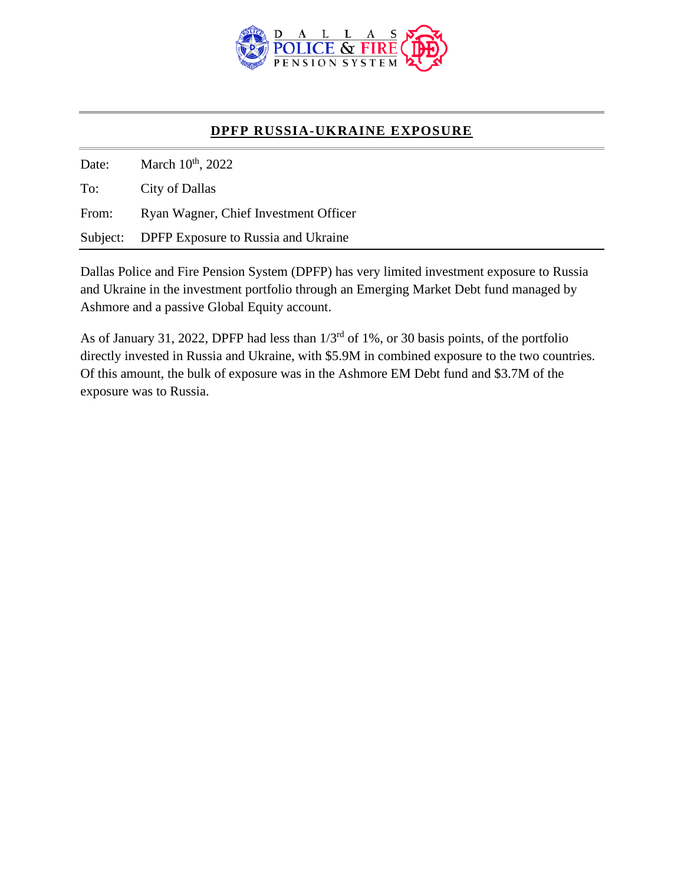# DPFP RUSSIA-UKRAINE EXPOSURE

Date: March 10th, 2022

To: City of Dallas

From: Ryan Wagner, Chief Investment Officer

Subject: DPFP Exposure to Russia and Ukraine

Dallas Police and Fire Pension System (DPFP) has very limited investment exposure to Russia and Ukraine in the investment portfolio through an Emerging Market Debt fund managed by Ashmore and a passive Global Equity account.

As of January 31, 2022, DPFP had less than 1/3rd of 1%, or 30 basis points, of the portfolio directly invested in Russia and Ukraine, with $5.9M in combined exposure to the two countries. Of this amount, the bulk of exposure was in the Ashmore EM Debt fund and $3.7M of the exposure was to Russia.